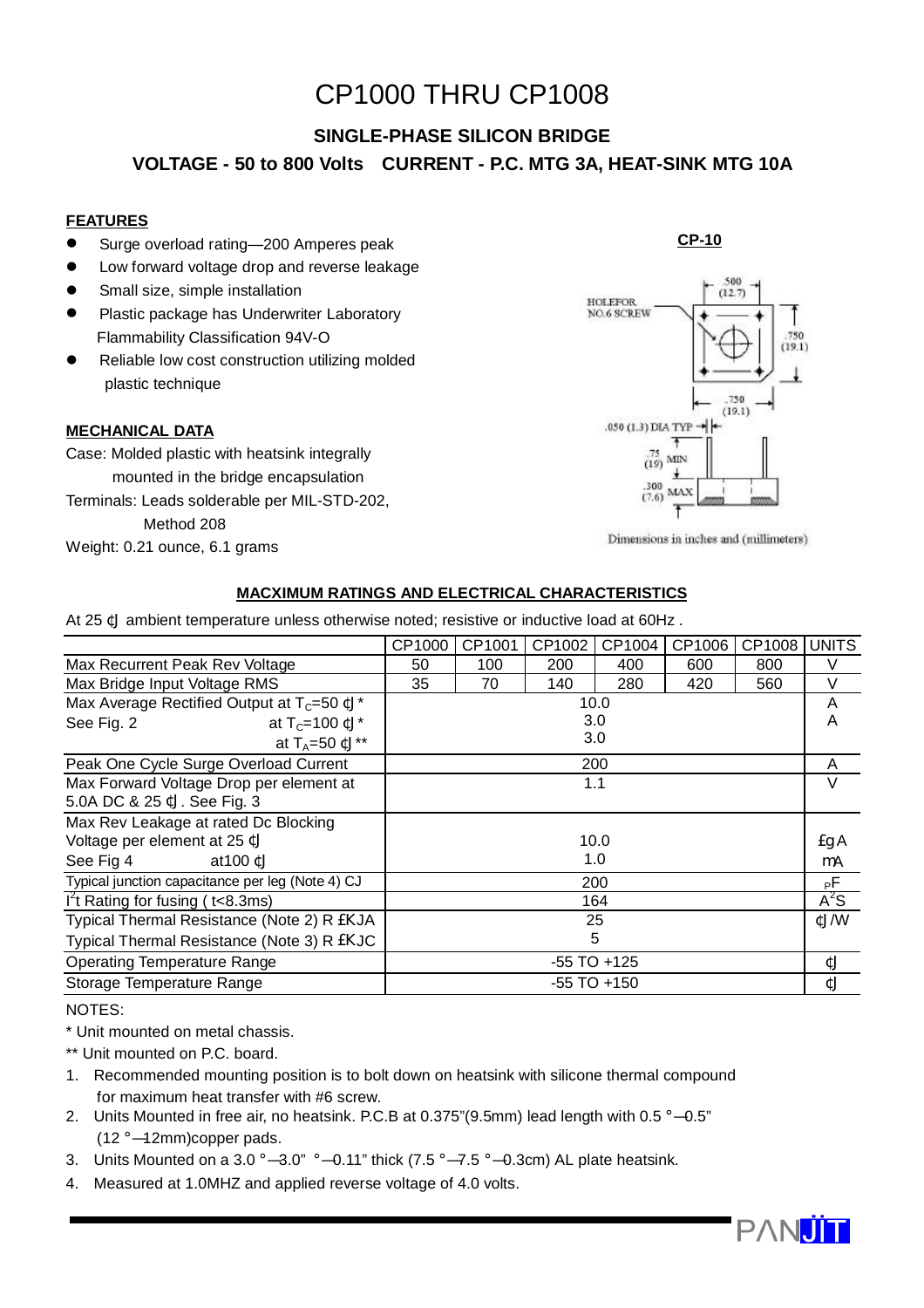# CP1000 THRU CP1008

## SINGLE-PHASE SILICON BRIDGE

## VOLTAGE - 50 to 800 Volts CURRENT - P.C. MTG 3A, HEAT-SINK MTG 10A

### FEATURES

- Surge overload rating—200 Amperes peak
- Low forward voltage drop and reverse leakage
- Small size, simple installation
- Plastic package has Underwriter Laboratory Flammability Classification 94V-O
- Reliable low cost construction utilizing molded plastic technique

### MECHANICAL DATA

Case: Molded plastic with heatsink integrally mounted in the bridge encapsulation

Terminals: Leads solderable per MIL-STD-202, Method 208

Weight: 0.21 ounce, 6.1 grams

**CP-10**

HOLEFOR NO.6 SCREW

.500 (12.7)

.750 (19.1)

.750 (19.1)

.050 (1.3) DIA TYP

.75 (19) MIN

.300 (7.6) MAX

Dimensions in inches and (millimeters)

### MACXIMUM RATINGS AND ELECTRICAL CHARACTERISTICS

At 25 ℃ ambient temperature unless otherwise noted; resistive or inductive load at 60Hz .

| | CP1000 | CP1001 | CP1002 | CP1004 | CP1006 | CP1008 | UNITS |
|---|---|---|---|---|---|---|---|
| Max Recurrent Peak Rev Voltage | 50 | 100 | 200 | 400 | 600 | 800 | V |
| Max Bridge Input Voltage RMS | 35 | 70 | 140 | 280 | 420 | 560 | V |
| Max Average Rectified Output at $T_C$=50 ℃ * <br> See Fig. 2 at $T_C$=100 ℃ * <br> at $T_A$=50 ℃ ** | | | | 10.0 <br> 3.0 <br> 3.0 | | | A <br> A |
| Peak One Cycle Surge Overload Current | | | | 200 | | | A |
| Max Forward Voltage Drop per element at 5.0A DC & 25 ℃. See Fig. 3 | | | | 1.1 | | | V |
| Max Rev Leakage at rated Dc Blocking Voltage per element at 25 ℃ <br> See Fig 4 at100 ℃ | | | | 10.0 <br> 1.0 | | | μA <br> mA |
| Typical junction capacitance per leg (Note 4) CJ | | | | 200 | | | pF |
| $I^2t$ Rating for fusing ( t<8.3ms) | | | | 164 | | | $A^2S$ |
| Typical Thermal Resistance (Note 2) R θJA <br> Typical Thermal Resistance (Note 3) R θJC | | | | 25 <br> 5 | | | ℃/W |
| Operating Temperature Range | | | | -55 TO +125 | | | ℃ |
| Storage Temperature Range | | | | -55 TO +150 | | | ℃ |

NOTES:

\* Unit mounted on metal chassis.

\** Unit mounted on P.C. board.

1. Recommended mounting position is to bolt down on heatsink with silicone thermal compound for maximum heat transfer with #6 screw.
2. Units Mounted in free air, no heatsink. P.C.B at 0.375"(9.5mm) lead length with 0.5 × 0.5" (12 × 12mm)copper pads.
3. Units Mounted on a 3.0 × 3.0" × 0.11" thick (7.5 × 7.5 × 0.3cm) AL plate heatsink.
4. Measured at 1.0MHZ and applied reverse voltage of 4.0 volts.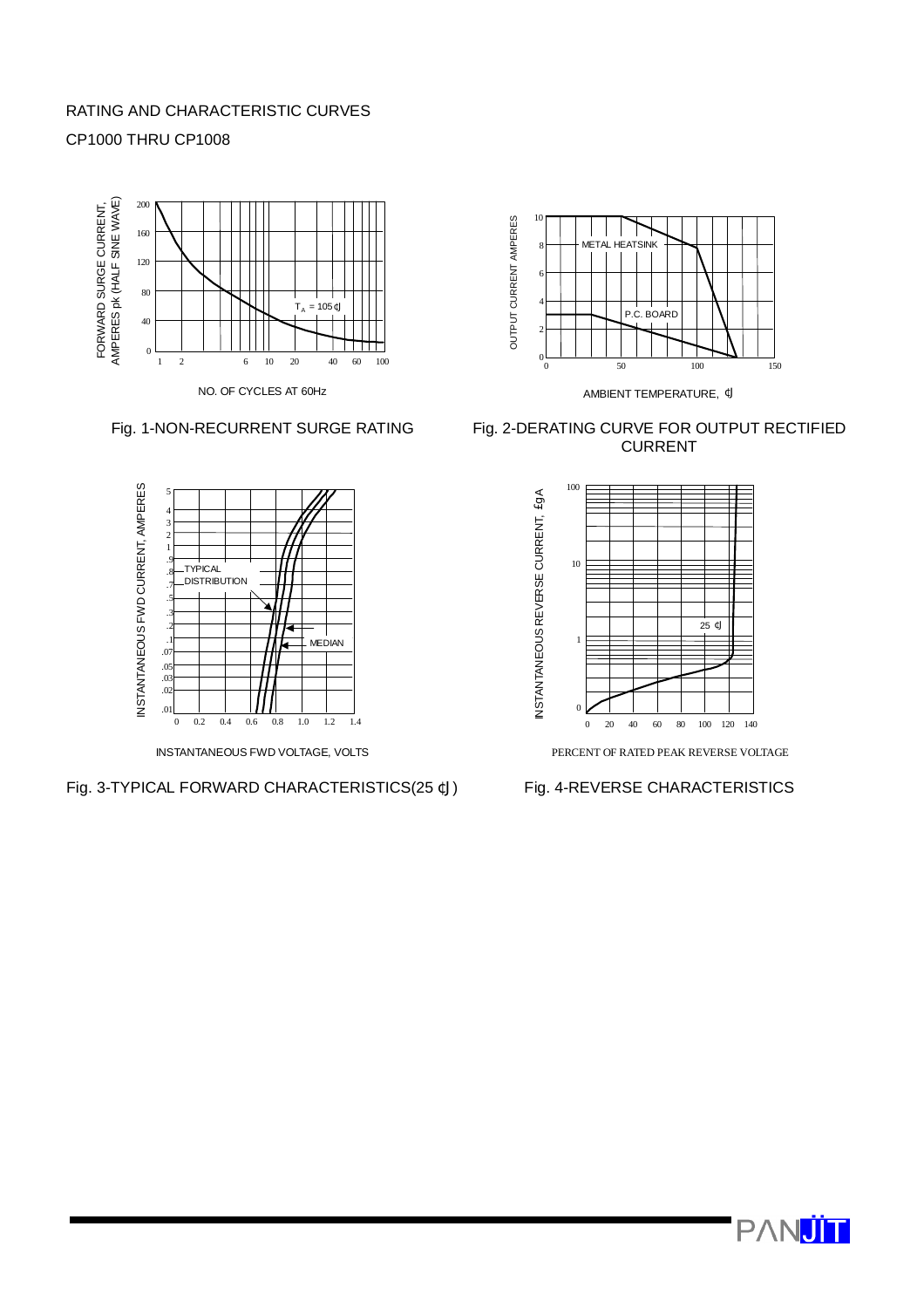RATING AND CHARACTERISTIC CURVES

CP1000 THRU CP1008

FORWARD SURGE CURRENT, AMPERES pk (HALF SINE WAVE)

200
160
120
80
40
0

1 2 6 10 20 40 60 100

$T_A$ = 105 ℃

NO. OF CYCLES AT 60Hz

Fig. 1-NON-RECURRENT SURGE RATING

OUTPUT CURRENT AMPERES

10
8
6
4
2
0

0 50 100 150

METAL HEATSINK

P.C. BOARD

AMBIENT TEMPERATURE, ℃

Fig. 2-DERATING CURVE FOR OUTPUT RECTIFIED CURRENT

INSTANTANEOUS FWD CURRENT, AMPERES

5
4
3
2
1
.9
.8
.7
.5
.3
.2
.1
.07
.05
.03
.02
.01

0 0.2 0.4 0.6 0.8 1.0 1.2 1.4

TYPICAL DISTRIBUTION

MEDIAN

INSTANTANEOUS FWD VOLTAGE, VOLTS

Fig. 3-TYPICAL FORWARD CHARACTERISTICS(25 ℃)

INSTANTANEOUS REVERSE CURRENT, µA

100
10
1
0

0 20 40 60 80 100 120 140

25 ℃

PERCENT OF RATED PEAK REVERSE VOLTAGE

Fig. 4-REVERSE CHARACTERISTICS